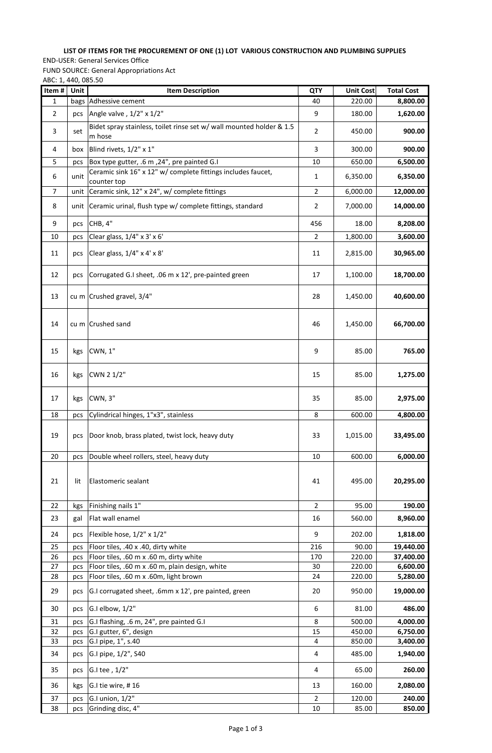**LIST OF ITEMS FOR THE PROCUREMENT OF ONE (1) LOT VARIOUS CONSTRUCTION AND PLUMBING SUPPLIES**

END-USER: General Services Office

FUND SOURCE: General Appropriations Act

ABC: 1, 440, 085.50

| Item # | Unit | Item Description | QTY | Unit Cost | Total Cost |
|---|---|---|---|---|---|
| 1 | bags | Adhesive cement | 40 | 220.00 | **8,800.00** |
| 2 | pcs | Angle valve , 1/2" x 1/2" | 9 | 180.00 | **1,620.00** |
| 3 | set | Bidet spray stainless, toilet rinse set w/ wall mounted holder & 1.5 m hose | 2 | 450.00 | **900.00** |
| 4 | box | Blind rivets, 1/2" x 1" | 3 | 300.00 | **900.00** |
| 5 | pcs | Box type gutter, .6 m ,24", pre painted G.I | 10 | 650.00 | **6,500.00** |
| 6 | unit | Ceramic sink 16" x 12" w/ complete fittings includes faucet, counter top | 1 | 6,350.00 | **6,350.00** |
| 7 | unit | Ceramic sink, 12" x 24", w/ complete fittings | 2 | 6,000.00 | **12,000.00** |
| 8 | unit | Ceramic urinal, flush type w/ complete fittings, standard | 2 | 7,000.00 | **14,000.00** |
| 9 | pcs | CHB, 4" | 456 | 18.00 | **8,208.00** |
| 10 | pcs | Clear glass, 1/4" x 3' x 6' | 2 | 1,800.00 | **3,600.00** |
| 11 | pcs | Clear glass, 1/4" x 4' x 8' | 11 | 2,815.00 | **30,965.00** |
| 12 | pcs | Corrugated G.I sheet, .06 m x 12', pre-painted green | 17 | 1,100.00 | **18,700.00** |
| 13 | cu m | Crushed gravel, 3/4" | 28 | 1,450.00 | **40,600.00** |
| 14 | cu m | Crushed sand | 46 | 1,450.00 | **66,700.00** |
| 15 | kgs | CWN, 1" | 9 | 85.00 | **765.00** |
| 16 | kgs | CWN 2 1/2" | 15 | 85.00 | **1,275.00** |
| 17 | kgs | CWN, 3" | 35 | 85.00 | **2,975.00** |
| 18 | pcs | Cylindrical hinges, 1"x3", stainless | 8 | 600.00 | **4,800.00** |
| 19 | pcs | Door knob, brass plated, twist lock, heavy duty | 33 | 1,015.00 | **33,495.00** |
| 20 | pcs | Double wheel rollers, steel, heavy duty | 10 | 600.00 | **6,000.00** |
| 21 | lit | Elastomeric sealant | 41 | 495.00 | **20,295.00** |
| 22 | kgs | Finishing nails 1" | 2 | 95.00 | **190.00** |
| 23 | gal | Flat wall enamel | 16 | 560.00 | **8,960.00** |
| 24 | pcs | Flexible hose, 1/2" x 1/2" | 9 | 202.00 | **1,818.00** |
| 25 | pcs | Floor tiles, .40 x .40, dirty white | 216 | 90.00 | **19,440.00** |
| 26 | pcs | Floor tiles, .60 m x .60 m, dirty white | 170 | 220.00 | **37,400.00** |
| 27 | pcs | Floor tiles, .60 m x .60 m, plain design, white | 30 | 220.00 | **6,600.00** |
| 28 | pcs | Floor tiles, .60 m x .60m, light brown | 24 | 220.00 | **5,280.00** |
| 29 | pcs | G.I corrugated sheet, .6mm x 12', pre painted, green | 20 | 950.00 | **19,000.00** |
| 30 | pcs | G.I elbow, 1/2" | 6 | 81.00 | **486.00** |
| 31 | pcs | G.I flashing, .6 m, 24", pre painted G.I | 8 | 500.00 | **4,000.00** |
| 32 | pcs | G.I gutter, 6", design | 15 | 450.00 | **6,750.00** |
| 33 | pcs | G.I pipe, 1", s.40 | 4 | 850.00 | **3,400.00** |
| 34 | pcs | G.I pipe, 1/2", S40 | 4 | 485.00 | **1,940.00** |
| 35 | pcs | G.I tee , 1/2" | 4 | 65.00 | **260.00** |
| 36 | kgs | G.I tie wire, # 16 | 13 | 160.00 | **2,080.00** |
| 37 | pcs | G.I union, 1/2" | 2 | 120.00 | **240.00** |
| 38 | pcs | Grinding disc, 4" | 10 | 85.00 | **850.00** |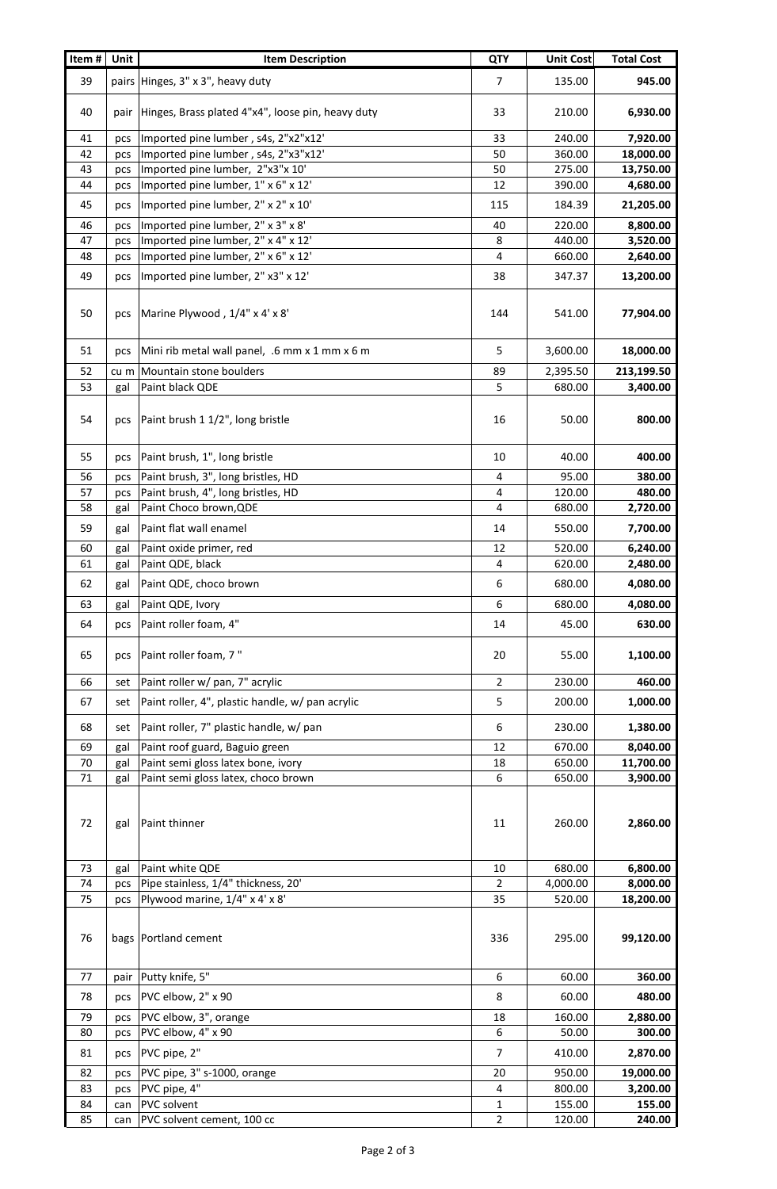| Item # | Unit | Item Description | QTY | Unit Cost | Total Cost |
|---|---|---|---|---|---|
| 39 | pairs | Hinges, 3" x 3", heavy duty | 7 | 135.00 | **945.00** |
| 40 | pair | Hinges, Brass plated 4"x4", loose pin, heavy duty | 33 | 210.00 | **6,930.00** |
| 41 | pcs | Imported pine lumber , s4s, 2"x2"x12' | 33 | 240.00 | **7,920.00** |
| 42 | pcs | Imported pine lumber , s4s, 2"x3"x12' | 50 | 360.00 | **18,000.00** |
| 43 | pcs | Imported pine lumber, 2"x3"x 10' | 50 | 275.00 | **13,750.00** |
| 44 | pcs | Imported pine lumber, 1" x 6" x 12' | 12 | 390.00 | **4,680.00** |
| 45 | pcs | Imported pine lumber, 2" x 2" x 10' | 115 | 184.39 | **21,205.00** |
| 46 | pcs | Imported pine lumber, 2" x 3" x 8' | 40 | 220.00 | **8,800.00** |
| 47 | pcs | Imported pine lumber, 2" x 4" x 12' | 8 | 440.00 | **3,520.00** |
| 48 | pcs | Imported pine lumber, 2" x 6" x 12' | 4 | 660.00 | **2,640.00** |
| 49 | pcs | Imported pine lumber, 2" x3" x 12' | 38 | 347.37 | **13,200.00** |
| 50 | pcs | Marine Plywood , 1/4" x 4' x 8' | 144 | 541.00 | **77,904.00** |
| 51 | pcs | Mini rib metal wall panel, .6 mm x 1 mm x 6 m | 5 | 3,600.00 | **18,000.00** |
| 52 | cu m | Mountain stone boulders | 89 | 2,395.50 | **213,199.50** |
| 53 | gal | Paint black QDE | 5 | 680.00 | **3,400.00** |
| 54 | pcs | Paint brush 1 1/2", long bristle | 16 | 50.00 | **800.00** |
| 55 | pcs | Paint brush, 1", long bristle | 10 | 40.00 | **400.00** |
| 56 | pcs | Paint brush, 3", long bristles, HD | 4 | 95.00 | **380.00** |
| 57 | pcs | Paint brush, 4", long bristles, HD | 4 | 120.00 | **480.00** |
| 58 | gal | Paint Choco brown,QDE | 4 | 680.00 | **2,720.00** |
| 59 | gal | Paint flat wall enamel | 14 | 550.00 | **7,700.00** |
| 60 | gal | Paint oxide primer, red | 12 | 520.00 | **6,240.00** |
| 61 | gal | Paint QDE, black | 4 | 620.00 | **2,480.00** |
| 62 | gal | Paint QDE, choco brown | 6 | 680.00 | **4,080.00** |
| 63 | gal | Paint QDE, Ivory | 6 | 680.00 | **4,080.00** |
| 64 | pcs | Paint roller foam, 4" | 14 | 45.00 | **630.00** |
| 65 | pcs | Paint roller foam, 7 " | 20 | 55.00 | **1,100.00** |
| 66 | set | Paint roller w/ pan, 7" acrylic | 2 | 230.00 | **460.00** |
| 67 | set | Paint roller, 4", plastic handle, w/ pan acrylic | 5 | 200.00 | **1,000.00** |
| 68 | set | Paint roller, 7" plastic handle, w/ pan | 6 | 230.00 | **1,380.00** |
| 69 | gal | Paint roof guard, Baguio green | 12 | 670.00 | **8,040.00** |
| 70 | gal | Paint semi gloss latex bone, ivory | 18 | 650.00 | **11,700.00** |
| 71 | gal | Paint semi gloss latex, choco brown | 6 | 650.00 | **3,900.00** |
| 72 | gal | Paint thinner | 11 | 260.00 | **2,860.00** |
| 73 | gal | Paint white QDE | 10 | 680.00 | **6,800.00** |
| 74 | pcs | Pipe stainless, 1/4" thickness, 20' | 2 | 4,000.00 | **8,000.00** |
| 75 | pcs | Plywood marine, 1/4" x 4' x 8' | 35 | 520.00 | **18,200.00** |
| 76 | bags | Portland cement | 336 | 295.00 | **99,120.00** |
| 77 | pair | Putty knife, 5" | 6 | 60.00 | **360.00** |
| 78 | pcs | PVC elbow, 2" x 90 | 8 | 60.00 | **480.00** |
| 79 | pcs | PVC elbow, 3", orange | 18 | 160.00 | **2,880.00** |
| 80 | pcs | PVC elbow, 4" x 90 | 6 | 50.00 | **300.00** |
| 81 | pcs | PVC pipe, 2" | 7 | 410.00 | **2,870.00** |
| 82 | pcs | PVC pipe, 3" s-1000, orange | 20 | 950.00 | **19,000.00** |
| 83 | pcs | PVC pipe, 4" | 4 | 800.00 | **3,200.00** |
| 84 | can | PVC solvent | 1 | 155.00 | **155.00** |
| 85 | can | PVC solvent cement, 100 cc | 2 | 120.00 | **240.00** |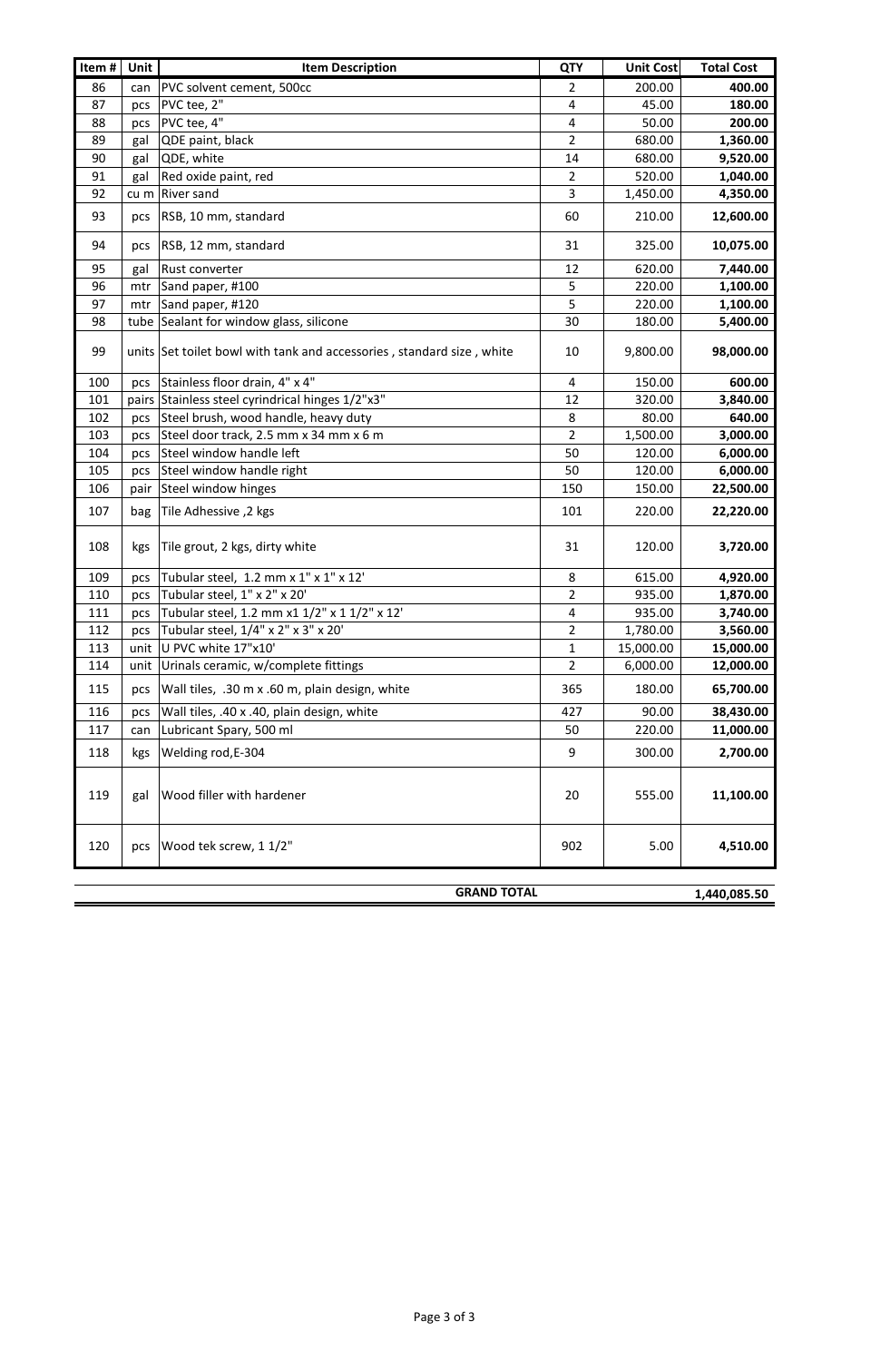| Item # | Unit | Item Description | QTY | Unit Cost | Total Cost |
|---|---|---|---|---|---|
| 86 | can | PVC solvent cement, 500cc | 2 | 200.00 | **400.00** |
| 87 | pcs | PVC tee, 2" | 4 | 45.00 | **180.00** |
| 88 | pcs | PVC tee, 4" | 4 | 50.00 | **200.00** |
| 89 | gal | QDE paint, black | 2 | 680.00 | **1,360.00** |
| 90 | gal | QDE, white | 14 | 680.00 | **9,520.00** |
| 91 | gal | Red oxide paint, red | 2 | 520.00 | **1,040.00** |
| 92 | cu m | River sand | 3 | 1,450.00 | **4,350.00** |
| 93 | pcs | RSB, 10 mm, standard | 60 | 210.00 | **12,600.00** |
| 94 | pcs | RSB, 12 mm, standard | 31 | 325.00 | **10,075.00** |
| 95 | gal | Rust converter | 12 | 620.00 | **7,440.00** |
| 96 | mtr | Sand paper, #100 | 5 | 220.00 | **1,100.00** |
| 97 | mtr | Sand paper, #120 | 5 | 220.00 | **1,100.00** |
| 98 | tube | Sealant for window glass, silicone | 30 | 180.00 | **5,400.00** |
| 99 | units | Set toilet bowl with tank and accessories , standard size , white | 10 | 9,800.00 | **98,000.00** |
| 100 | pcs | Stainless floor drain, 4" x 4" | 4 | 150.00 | **600.00** |
| 101 | pairs | Stainless steel cyrindrical hinges 1/2"x3" | 12 | 320.00 | **3,840.00** |
| 102 | pcs | Steel brush, wood handle, heavy duty | 8 | 80.00 | **640.00** |
| 103 | pcs | Steel door track, 2.5 mm x 34 mm x 6 m | 2 | 1,500.00 | **3,000.00** |
| 104 | pcs | Steel window handle left | 50 | 120.00 | **6,000.00** |
| 105 | pcs | Steel window handle right | 50 | 120.00 | **6,000.00** |
| 106 | pair | Steel window hinges | 150 | 150.00 | **22,500.00** |
| 107 | bag | Tile Adhessive ,2 kgs | 101 | 220.00 | **22,220.00** |
| 108 | kgs | Tile grout, 2 kgs, dirty white | 31 | 120.00 | **3,720.00** |
| 109 | pcs | Tubular steel, 1.2 mm x 1" x 1" x 12' | 8 | 615.00 | **4,920.00** |
| 110 | pcs | Tubular steel, 1" x 2" x 20' | 2 | 935.00 | **1,870.00** |
| 111 | pcs | Tubular steel, 1.2 mm x1 1/2" x 1 1/2" x 12' | 4 | 935.00 | **3,740.00** |
| 112 | pcs | Tubular steel, 1/4" x 2" x 3" x 20' | 2 | 1,780.00 | **3,560.00** |
| 113 | unit | U PVC white 17"x10' | 1 | 15,000.00 | **15,000.00** |
| 114 | unit | Urinals ceramic, w/complete fittings | 2 | 6,000.00 | **12,000.00** |
| 115 | pcs | Wall tiles, .30 m x .60 m, plain design, white | 365 | 180.00 | **65,700.00** |
| 116 | pcs | Wall tiles, .40 x .40, plain design, white | 427 | 90.00 | **38,430.00** |
| 117 | can | Lubricant Spary, 500 ml | 50 | 220.00 | **11,000.00** |
| 118 | kgs | Welding rod,E-304 | 9 | 300.00 | **2,700.00** |
| 119 | gal | Wood filler with hardener | 20 | 555.00 | **11,100.00** |
| 120 | pcs | Wood tek screw, 1 1/2" | 902 | 5.00 | **4,510.00** |
| | | **GRAND TOTAL** | | | **1,440,085.50** |